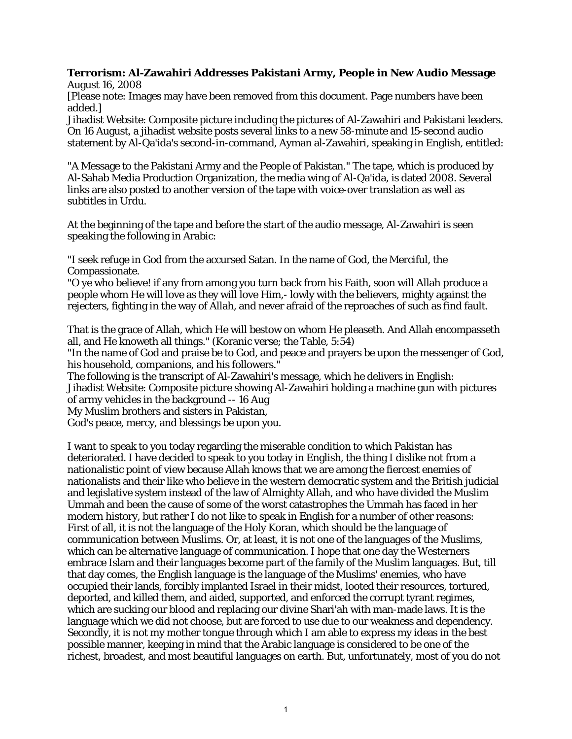**Terrorism: Al-Zawahiri Addresses Pakistani Army, People in New Audio Message**
August 16, 2008

[Please note: Images may have been removed from this document. Page numbers have been added.]

Jihadist Website: Composite picture including the pictures of Al-Zawahiri and Pakistani leaders.
On 16 August, a jihadist website posts several links to a new 58-minute and 15-second audio statement by Al-Qa'ida's second-in-command, Ayman al-Zawahiri, speaking in English, entitled:

"A Message to the Pakistani Army and the People of Pakistan." The tape, which is produced by Al-Sahab Media Production Organization, the media wing of Al-Qa'ida, is dated 2008. Several links are also posted to another version of the tape with voice-over translation as well as subtitles in Urdu.

At the beginning of the tape and before the start of the audio message, Al-Zawahiri is seen speaking the following in Arabic:

"I seek refuge in God from the accursed Satan. In the name of God, the Merciful, the Compassionate.
"O ye who believe! if any from among you turn back from his Faith, soon will Allah produce a people whom He will love as they will love Him,- lowly with the believers, mighty against the rejecters, fighting in the way of Allah, and never afraid of the reproaches of such as find fault.

That is the grace of Allah, which He will bestow on whom He pleaseth. And Allah encompasseth all, and He knoweth all things." (Koranic verse; the Table, 5:54)
"In the name of God and praise be to God, and peace and prayers be upon the messenger of God, his household, companions, and his followers."
The following is the transcript of Al-Zawahiri's message, which he delivers in English:
Jihadist Website: Composite picture showing Al-Zawahiri holding a machine gun with pictures of army vehicles in the background -- 16 Aug
My Muslim brothers and sisters in Pakistan,
God's peace, mercy, and blessings be upon you.

I want to speak to you today regarding the miserable condition to which Pakistan has deteriorated. I have decided to speak to you today in English, the thing I dislike not from a nationalistic point of view because Allah knows that we are among the fiercest enemies of nationalists and their like who believe in the western democratic system and the British judicial and legislative system instead of the law of Almighty Allah, and who have divided the Muslim Ummah and been the cause of some of the worst catastrophes the Ummah has faced in her modern history, but rather I do not like to speak in English for a number of other reasons:
First of all, it is not the language of the Holy Koran, which should be the language of communication between Muslims. Or, at least, it is not one of the languages of the Muslims, which can be alternative language of communication. I hope that one day the Westerners embrace Islam and their languages become part of the family of the Muslim languages. But, till that day comes, the English language is the language of the Muslims' enemies, who have occupied their lands, forcibly implanted Israel in their midst, looted their resources, tortured, deported, and killed them, and aided, supported, and enforced the corrupt tyrant regimes, which are sucking our blood and replacing our divine Shari'ah with man-made laws. It is the language which we did not choose, but are forced to use due to our weakness and dependency.
Secondly, it is not my mother tongue through which I am able to express my ideas in the best possible manner, keeping in mind that the Arabic language is considered to be one of the richest, broadest, and most beautiful languages on earth. But, unfortunately, most of you do not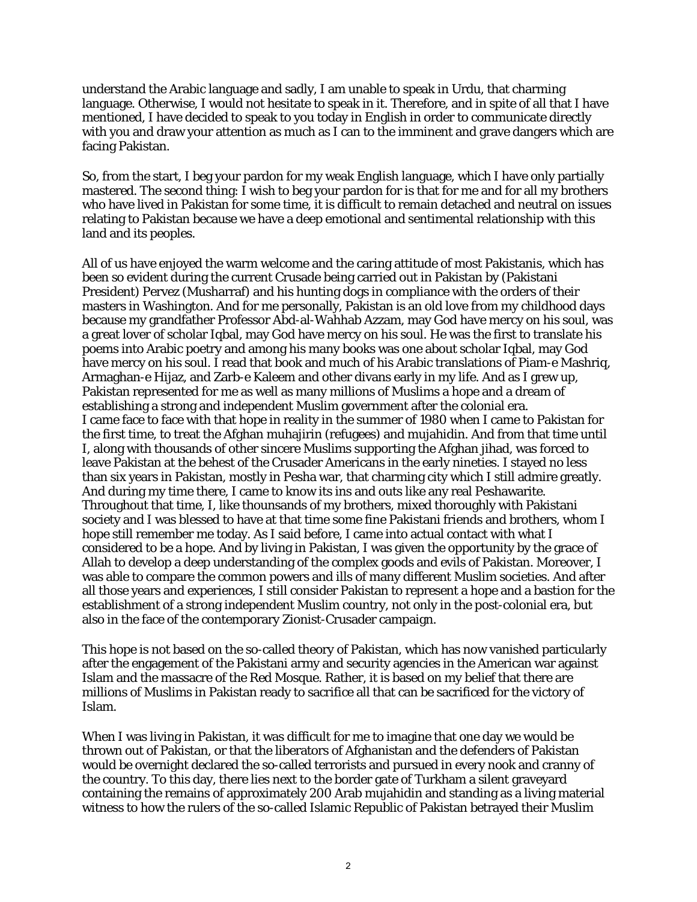understand the Arabic language and sadly, I am unable to speak in Urdu, that charming language. Otherwise, I would not hesitate to speak in it. Therefore, and in spite of all that I have mentioned, I have decided to speak to you today in English in order to communicate directly with you and draw your attention as much as I can to the imminent and grave dangers which are facing Pakistan.

So, from the start, I beg your pardon for my weak English language, which I have only partially mastered. The second thing: I wish to beg your pardon for is that for me and for all my brothers who have lived in Pakistan for some time, it is difficult to remain detached and neutral on issues relating to Pakistan because we have a deep emotional and sentimental relationship with this land and its peoples.

All of us have enjoyed the warm welcome and the caring attitude of most Pakistanis, which has been so evident during the current Crusade being carried out in Pakistan by (Pakistani President) Pervez (Musharraf) and his hunting dogs in compliance with the orders of their masters in Washington. And for me personally, Pakistan is an old love from my childhood days because my grandfather Professor Abd-al-Wahhab Azzam, may God have mercy on his soul, was a great lover of scholar Iqbal, may God have mercy on his soul. He was the first to translate his poems into Arabic poetry and among his many books was one about scholar Iqbal, may God have mercy on his soul. I read that book and much of his Arabic translations of Piam-e Mashriq, Armaghan-e Hijaz, and Zarb-e Kaleem and other divans early in my life. And as I grew up, Pakistan represented for me as well as many millions of Muslims a hope and a dream of establishing a strong and independent Muslim government after the colonial era.
I came face to face with that hope in reality in the summer of 1980 when I came to Pakistan for the first time, to treat the Afghan muhajirin (refugees) and mujahidin. And from that time until I, along with thousands of other sincere Muslims supporting the Afghan jihad, was forced to leave Pakistan at the behest of the Crusader Americans in the early nineties. I stayed no less than six years in Pakistan, mostly in Pesha war, that charming city which I still admire greatly. And during my time there, I came to know its ins and outs like any real Peshawarite. Throughout that time, I, like thounsands of my brothers, mixed thoroughly with Pakistani society and I was blessed to have at that time some fine Pakistani friends and brothers, whom I hope still remember me today. As I said before, I came into actual contact with what I considered to be a hope. And by living in Pakistan, I was given the opportunity by the grace of Allah to develop a deep understanding of the complex goods and evils of Pakistan. Moreover, I was able to compare the common powers and ills of many different Muslim societies. And after all those years and experiences, I still consider Pakistan to represent a hope and a bastion for the establishment of a strong independent Muslim country, not only in the post-colonial era, but also in the face of the contemporary Zionist-Crusader campaign.

This hope is not based on the so-called theory of Pakistan, which has now vanished particularly after the engagement of the Pakistani army and security agencies in the American war against Islam and the massacre of the Red Mosque. Rather, it is based on my belief that there are millions of Muslims in Pakistan ready to sacrifice all that can be sacrificed for the victory of Islam.

When I was living in Pakistan, it was difficult for me to imagine that one day we would be thrown out of Pakistan, or that the liberators of Afghanistan and the defenders of Pakistan would be overnight declared the so-called terrorists and pursued in every nook and cranny of the country. To this day, there lies next to the border gate of Turkham a silent graveyard containing the remains of approximately 200 Arab mujahidin and standing as a living material witness to how the rulers of the so-called Islamic Republic of Pakistan betrayed their Muslim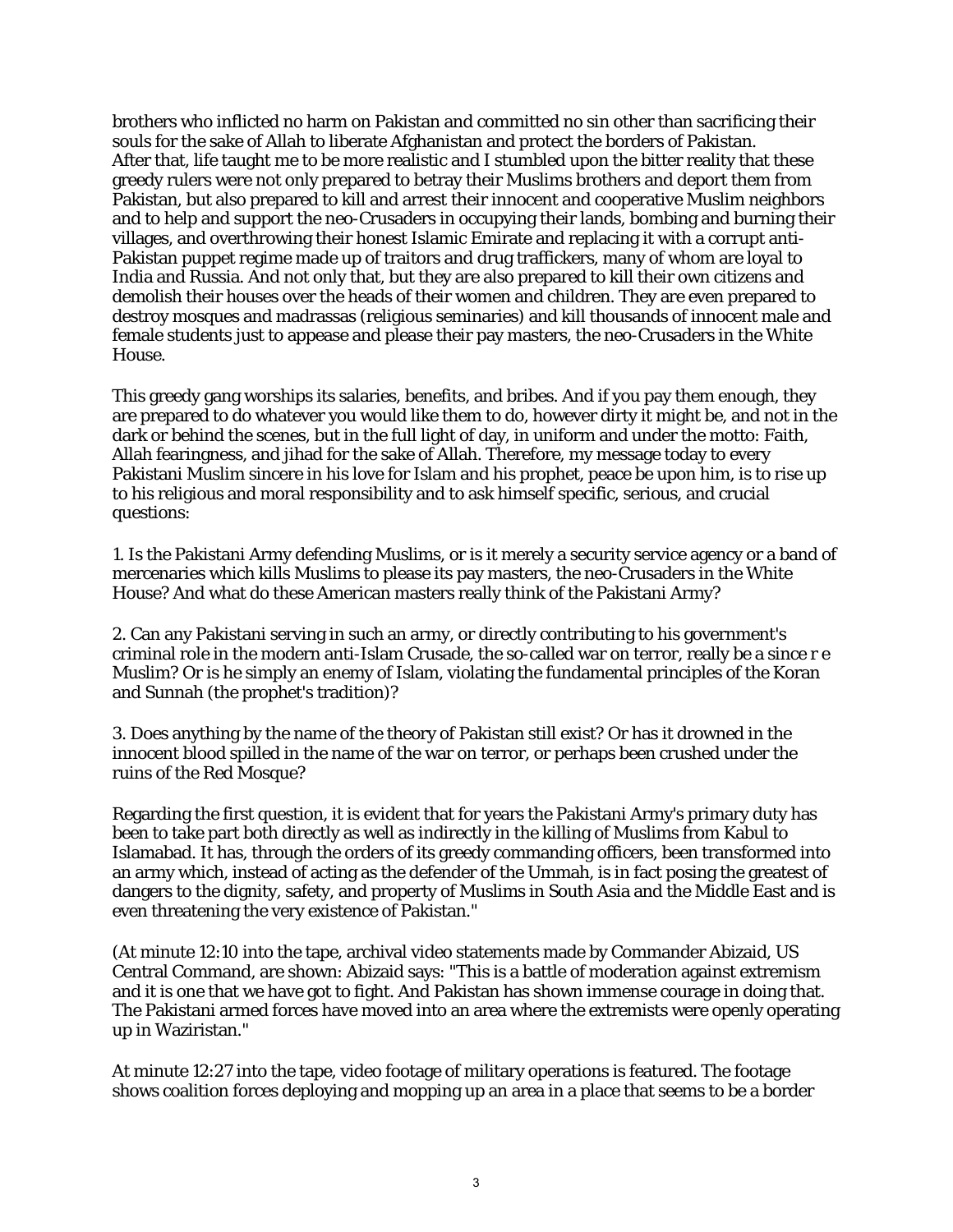brothers who inflicted no harm on Pakistan and committed no sin other than sacrificing their souls for the sake of Allah to liberate Afghanistan and protect the borders of Pakistan. After that, life taught me to be more realistic and I stumbled upon the bitter reality that these greedy rulers were not only prepared to betray their Muslims brothers and deport them from Pakistan, but also prepared to kill and arrest their innocent and cooperative Muslim neighbors and to help and support the neo-Crusaders in occupying their lands, bombing and burning their villages, and overthrowing their honest Islamic Emirate and replacing it with a corrupt anti-Pakistan puppet regime made up of traitors and drug traffickers, many of whom are loyal to India and Russia. And not only that, but they are also prepared to kill their own citizens and demolish their houses over the heads of their women and children. They are even prepared to destroy mosques and madrassas (religious seminaries) and kill thousands of innocent male and female students just to appease and please their pay masters, the neo-Crusaders in the White House.

This greedy gang worships its salaries, benefits, and bribes. And if you pay them enough, they are prepared to do whatever you would like them to do, however dirty it might be, and not in the dark or behind the scenes, but in the full light of day, in uniform and under the motto: Faith, Allah fearingness, and jihad for the sake of Allah. Therefore, my message today to every Pakistani Muslim sincere in his love for Islam and his prophet, peace be upon him, is to rise up to his religious and moral responsibility and to ask himself specific, serious, and crucial questions:

1. Is the Pakistani Army defending Muslims, or is it merely a security service agency or a band of mercenaries which kills Muslims to please its pay masters, the neo-Crusaders in the White House? And what do these American masters really think of the Pakistani Army?

2. Can any Pakistani serving in such an army, or directly contributing to his government's criminal role in the modern anti-Islam Crusade, the so-called war on terror, really be a since r e Muslim? Or is he simply an enemy of Islam, violating the fundamental principles of the Koran and Sunnah (the prophet's tradition)?

3. Does anything by the name of the theory of Pakistan still exist? Or has it drowned in the innocent blood spilled in the name of the war on terror, or perhaps been crushed under the ruins of the Red Mosque?

Regarding the first question, it is evident that for years the Pakistani Army's primary duty has been to take part both directly as well as indirectly in the killing of Muslims from Kabul to Islamabad. It has, through the orders of its greedy commanding officers, been transformed into an army which, instead of acting as the defender of the Ummah, is in fact posing the greatest of dangers to the dignity, safety, and property of Muslims in South Asia and the Middle East and is even threatening the very existence of Pakistan."

(At minute 12:10 into the tape, archival video statements made by Commander Abizaid, US Central Command, are shown: Abizaid says: "This is a battle of moderation against extremism and it is one that we have got to fight. And Pakistan has shown immense courage in doing that. The Pakistani armed forces have moved into an area where the extremists were openly operating up in Waziristan."

At minute 12:27 into the tape, video footage of military operations is featured. The footage shows coalition forces deploying and mopping up an area in a place that seems to be a border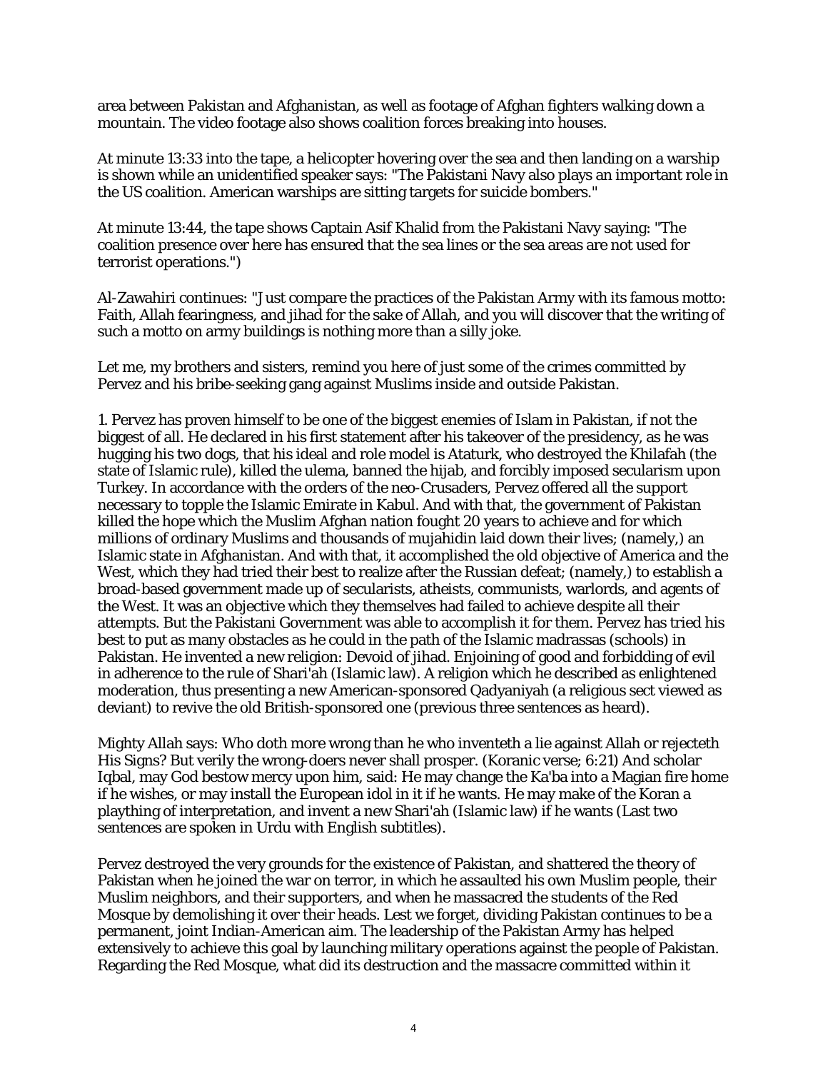area between Pakistan and Afghanistan, as well as footage of Afghan fighters walking down a mountain. The video footage also shows coalition forces breaking into houses.

At minute 13:33 into the tape, a helicopter hovering over the sea and then landing on a warship is shown while an unidentified speaker says: "The Pakistani Navy also plays an important role in the US coalition. American warships are sitting targets for suicide bombers."

At minute 13:44, the tape shows Captain Asif Khalid from the Pakistani Navy saying: "The coalition presence over here has ensured that the sea lines or the sea areas are not used for terrorist operations.")

Al-Zawahiri continues: "Just compare the practices of the Pakistan Army with its famous motto: Faith, Allah fearingness, and jihad for the sake of Allah, and you will discover that the writing of such a motto on army buildings is nothing more than a silly joke.

Let me, my brothers and sisters, remind you here of just some of the crimes committed by Pervez and his bribe-seeking gang against Muslims inside and outside Pakistan.

1. Pervez has proven himself to be one of the biggest enemies of Islam in Pakistan, if not the biggest of all. He declared in his first statement after his takeover of the presidency, as he was hugging his two dogs, that his ideal and role model is Ataturk, who destroyed the Khilafah (the state of Islamic rule), killed the ulema, banned the hijab, and forcibly imposed secularism upon Turkey. In accordance with the orders of the neo-Crusaders, Pervez offered all the support necessary to topple the Islamic Emirate in Kabul. And with that, the government of Pakistan killed the hope which the Muslim Afghan nation fought 20 years to achieve and for which millions of ordinary Muslims and thousands of mujahidin laid down their lives; (namely,) an Islamic state in Afghanistan. And with that, it accomplished the old objective of America and the West, which they had tried their best to realize after the Russian defeat; (namely,) to establish a broad-based government made up of secularists, atheists, communists, warlords, and agents of the West. It was an objective which they themselves had failed to achieve despite all their attempts. But the Pakistani Government was able to accomplish it for them. Pervez has tried his best to put as many obstacles as he could in the path of the Islamic madrassas (schools) in Pakistan. He invented a new religion: Devoid of jihad. Enjoining of good and forbidding of evil in adherence to the rule of Shari'ah (Islamic law). A religion which he described as enlightened moderation, thus presenting a new American-sponsored Qadyaniyah (a religious sect viewed as deviant) to revive the old British-sponsored one (previous three sentences as heard).

Mighty Allah says: Who doth more wrong than he who inventeth a lie against Allah or rejecteth His Signs? But verily the wrong-doers never shall prosper. (Koranic verse; 6:21) And scholar Iqbal, may God bestow mercy upon him, said: He may change the Ka'ba into a Magian fire home if he wishes, or may install the European idol in it if he wants. He may make of the Koran a plaything of interpretation, and invent a new Shari'ah (Islamic law) if he wants (Last two sentences are spoken in Urdu with English subtitles).

Pervez destroyed the very grounds for the existence of Pakistan, and shattered the theory of Pakistan when he joined the war on terror, in which he assaulted his own Muslim people, their Muslim neighbors, and their supporters, and when he massacred the students of the Red Mosque by demolishing it over their heads. Lest we forget, dividing Pakistan continues to be a permanent, joint Indian-American aim. The leadership of the Pakistan Army has helped extensively to achieve this goal by launching military operations against the people of Pakistan. Regarding the Red Mosque, what did its destruction and the massacre committed within it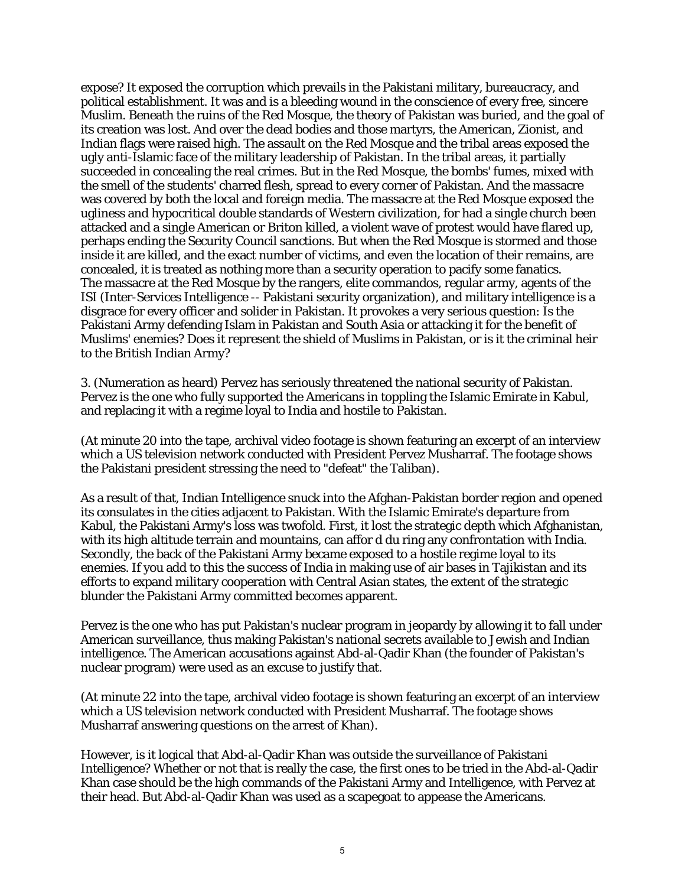expose? It exposed the corruption which prevails in the Pakistani military, bureaucracy, and political establishment. It was and is a bleeding wound in the conscience of every free, sincere Muslim. Beneath the ruins of the Red Mosque, the theory of Pakistan was buried, and the goal of its creation was lost. And over the dead bodies and those martyrs, the American, Zionist, and Indian flags were raised high. The assault on the Red Mosque and the tribal areas exposed the ugly anti-Islamic face of the military leadership of Pakistan. In the tribal areas, it partially succeeded in concealing the real crimes. But in the Red Mosque, the bombs' fumes, mixed with the smell of the students' charred flesh, spread to every corner of Pakistan. And the massacre was covered by both the local and foreign media. The massacre at the Red Mosque exposed the ugliness and hypocritical double standards of Western civilization, for had a single church been attacked and a single American or Briton killed, a violent wave of protest would have flared up, perhaps ending the Security Council sanctions. But when the Red Mosque is stormed and those inside it are killed, and the exact number of victims, and even the location of their remains, are concealed, it is treated as nothing more than a security operation to pacify some fanatics. The massacre at the Red Mosque by the rangers, elite commandos, regular army, agents of the ISI (Inter-Services Intelligence -- Pakistani security organization), and military intelligence is a disgrace for every officer and solider in Pakistan. It provokes a very serious question: Is the Pakistani Army defending Islam in Pakistan and South Asia or attacking it for the benefit of Muslims' enemies? Does it represent the shield of Muslims in Pakistan, or is it the criminal heir to the British Indian Army?

3. (Numeration as heard) Pervez has seriously threatened the national security of Pakistan. Pervez is the one who fully supported the Americans in toppling the Islamic Emirate in Kabul, and replacing it with a regime loyal to India and hostile to Pakistan.

(At minute 20 into the tape, archival video footage is shown featuring an excerpt of an interview which a US television network conducted with President Pervez Musharraf. The footage shows the Pakistani president stressing the need to "defeat" the Taliban).

As a result of that, Indian Intelligence snuck into the Afghan-Pakistan border region and opened its consulates in the cities adjacent to Pakistan. With the Islamic Emirate's departure from Kabul, the Pakistani Army's loss was twofold. First, it lost the strategic depth which Afghanistan, with its high altitude terrain and mountains, can affor d du ring any confrontation with India. Secondly, the back of the Pakistani Army became exposed to a hostile regime loyal to its enemies. If you add to this the success of India in making use of air bases in Tajikistan and its efforts to expand military cooperation with Central Asian states, the extent of the strategic blunder the Pakistani Army committed becomes apparent.

Pervez is the one who has put Pakistan's nuclear program in jeopardy by allowing it to fall under American surveillance, thus making Pakistan's national secrets available to Jewish and Indian intelligence. The American accusations against Abd-al-Qadir Khan (the founder of Pakistan's nuclear program) were used as an excuse to justify that.

(At minute 22 into the tape, archival video footage is shown featuring an excerpt of an interview which a US television network conducted with President Musharraf. The footage shows Musharraf answering questions on the arrest of Khan).

However, is it logical that Abd-al-Qadir Khan was outside the surveillance of Pakistani Intelligence? Whether or not that is really the case, the first ones to be tried in the Abd-al-Qadir Khan case should be the high commands of the Pakistani Army and Intelligence, with Pervez at their head. But Abd-al-Qadir Khan was used as a scapegoat to appease the Americans.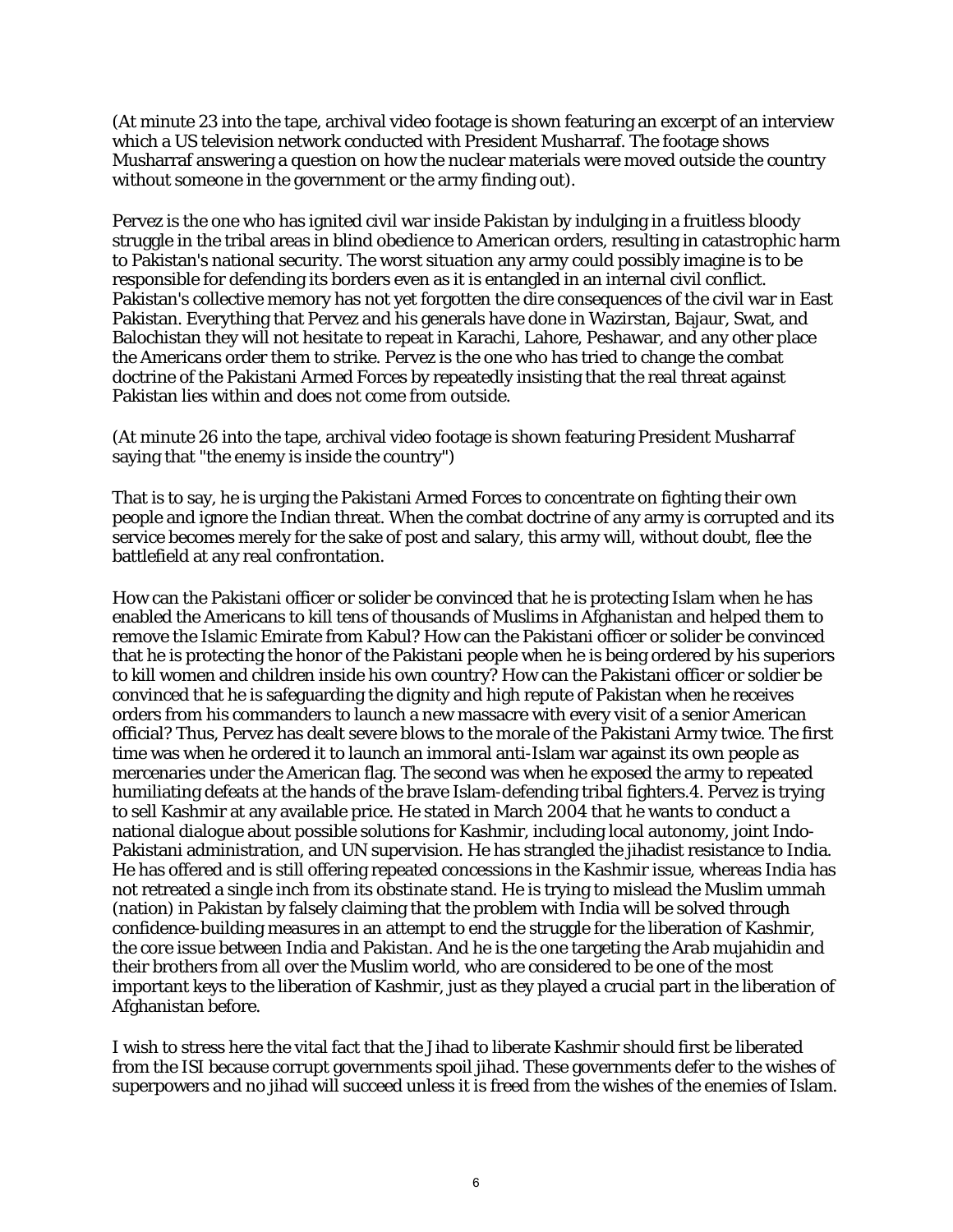(At minute 23 into the tape, archival video footage is shown featuring an excerpt of an interview which a US television network conducted with President Musharraf. The footage shows Musharraf answering a question on how the nuclear materials were moved outside the country without someone in the government or the army finding out).

Pervez is the one who has ignited civil war inside Pakistan by indulging in a fruitless bloody struggle in the tribal areas in blind obedience to American orders, resulting in catastrophic harm to Pakistan's national security. The worst situation any army could possibly imagine is to be responsible for defending its borders even as it is entangled in an internal civil conflict. Pakistan's collective memory has not yet forgotten the dire consequences of the civil war in East Pakistan. Everything that Pervez and his generals have done in Wazirstan, Bajaur, Swat, and Balochistan they will not hesitate to repeat in Karachi, Lahore, Peshawar, and any other place the Americans order them to strike. Pervez is the one who has tried to change the combat doctrine of the Pakistani Armed Forces by repeatedly insisting that the real threat against Pakistan lies within and does not come from outside.

(At minute 26 into the tape, archival video footage is shown featuring President Musharraf saying that "the enemy is inside the country")

That is to say, he is urging the Pakistani Armed Forces to concentrate on fighting their own people and ignore the Indian threat. When the combat doctrine of any army is corrupted and its service becomes merely for the sake of post and salary, this army will, without doubt, flee the battlefield at any real confrontation.

How can the Pakistani officer or solider be convinced that he is protecting Islam when he has enabled the Americans to kill tens of thousands of Muslims in Afghanistan and helped them to remove the Islamic Emirate from Kabul? How can the Pakistani officer or solider be convinced that he is protecting the honor of the Pakistani people when he is being ordered by his superiors to kill women and children inside his own country? How can the Pakistani officer or soldier be convinced that he is safeguarding the dignity and high repute of Pakistan when he receives orders from his commanders to launch a new massacre with every visit of a senior American official? Thus, Pervez has dealt severe blows to the morale of the Pakistani Army twice. The first time was when he ordered it to launch an immoral anti-Islam war against its own people as mercenaries under the American flag. The second was when he exposed the army to repeated humiliating defeats at the hands of the brave Islam-defending tribal fighters.4. Pervez is trying to sell Kashmir at any available price. He stated in March 2004 that he wants to conduct a national dialogue about possible solutions for Kashmir, including local autonomy, joint Indo-Pakistani administration, and UN supervision. He has strangled the jihadist resistance to India. He has offered and is still offering repeated concessions in the Kashmir issue, whereas India has not retreated a single inch from its obstinate stand. He is trying to mislead the Muslim ummah (nation) in Pakistan by falsely claiming that the problem with India will be solved through confidence-building measures in an attempt to end the struggle for the liberation of Kashmir, the core issue between India and Pakistan. And he is the one targeting the Arab mujahidin and their brothers from all over the Muslim world, who are considered to be one of the most important keys to the liberation of Kashmir, just as they played a crucial part in the liberation of Afghanistan before.

I wish to stress here the vital fact that the Jihad to liberate Kashmir should first be liberated from the ISI because corrupt governments spoil jihad. These governments defer to the wishes of superpowers and no jihad will succeed unless it is freed from the wishes of the enemies of Islam.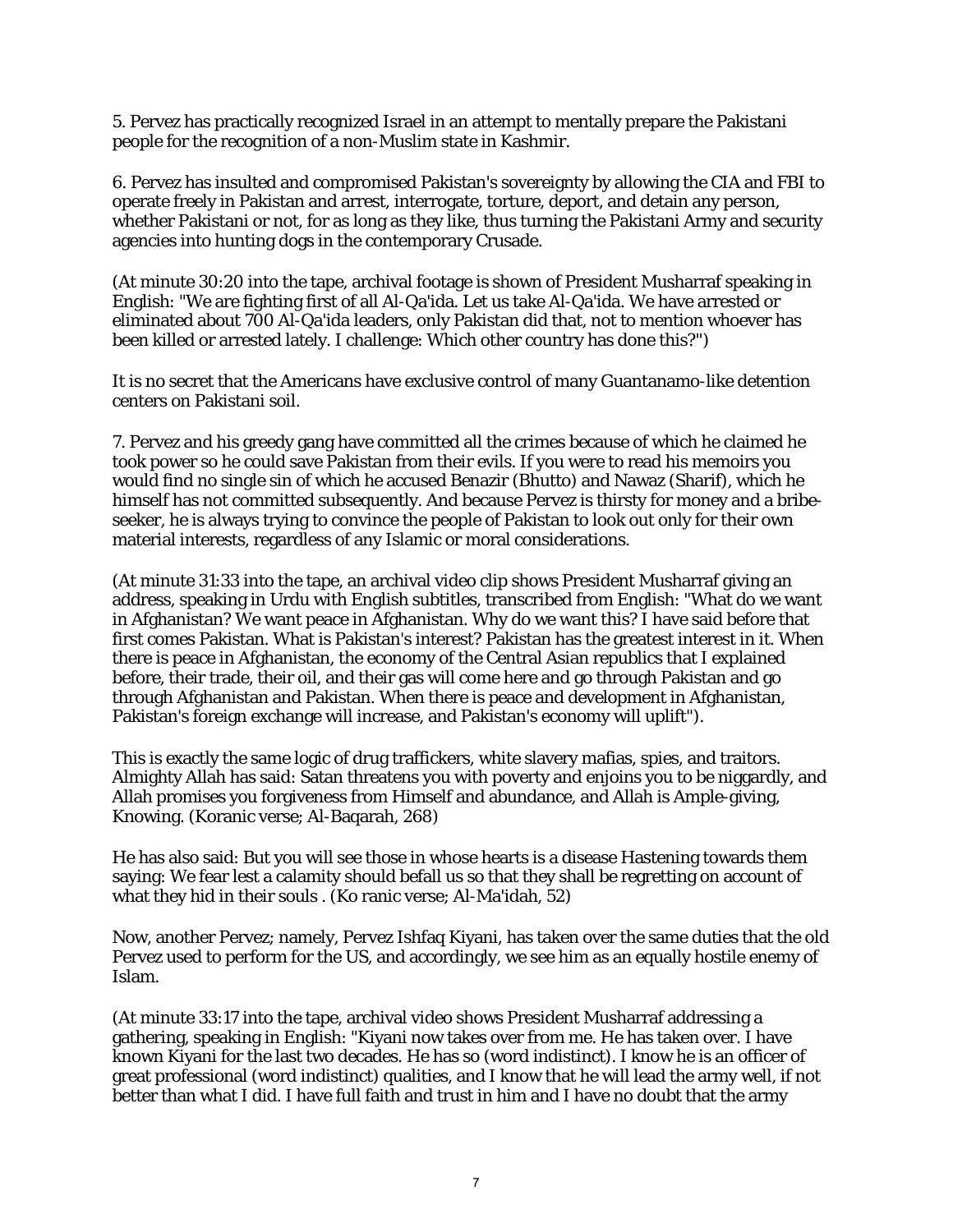5. Pervez has practically recognized Israel in an attempt to mentally prepare the Pakistani people for the recognition of a non-Muslim state in Kashmir.

6. Pervez has insulted and compromised Pakistan's sovereignty by allowing the CIA and FBI to operate freely in Pakistan and arrest, interrogate, torture, deport, and detain any person, whether Pakistani or not, for as long as they like, thus turning the Pakistani Army and security agencies into hunting dogs in the contemporary Crusade.

(At minute 30:20 into the tape, archival footage is shown of President Musharraf speaking in English: "We are fighting first of all Al-Qa'ida. Let us take Al-Qa'ida. We have arrested or eliminated about 700 Al-Qa'ida leaders, only Pakistan did that, not to mention whoever has been killed or arrested lately. I challenge: Which other country has done this?")

It is no secret that the Americans have exclusive control of many Guantanamo-like detention centers on Pakistani soil.

7. Pervez and his greedy gang have committed all the crimes because of which he claimed he took power so he could save Pakistan from their evils. If you were to read his memoirs you would find no single sin of which he accused Benazir (Bhutto) and Nawaz (Sharif), which he himself has not committed subsequently. And because Pervez is thirsty for money and a bribe-seeker, he is always trying to convince the people of Pakistan to look out only for their own material interests, regardless of any Islamic or moral considerations.

(At minute 31:33 into the tape, an archival video clip shows President Musharraf giving an address, speaking in Urdu with English subtitles, transcribed from English: "What do we want in Afghanistan? We want peace in Afghanistan. Why do we want this? I have said before that first comes Pakistan. What is Pakistan's interest? Pakistan has the greatest interest in it. When there is peace in Afghanistan, the economy of the Central Asian republics that I explained before, their trade, their oil, and their gas will come here and go through Pakistan and go through Afghanistan and Pakistan. When there is peace and development in Afghanistan, Pakistan's foreign exchange will increase, and Pakistan's economy will uplift").

This is exactly the same logic of drug traffickers, white slavery mafias, spies, and traitors. Almighty Allah has said: Satan threatens you with poverty and enjoins you to be niggardly, and Allah promises you forgiveness from Himself and abundance, and Allah is Ample-giving, Knowing. (Koranic verse; Al-Baqarah, 268)

He has also said: But you will see those in whose hearts is a disease Hastening towards them saying: We fear lest a calamity should befall us so that they shall be regretting on account of what they hid in their souls . (Ko ranic verse; Al-Ma'idah, 52)

Now, another Pervez; namely, Pervez Ishfaq Kiyani, has taken over the same duties that the old Pervez used to perform for the US, and accordingly, we see him as an equally hostile enemy of Islam.

(At minute 33:17 into the tape, archival video shows President Musharraf addressing a gathering, speaking in English: "Kiyani now takes over from me. He has taken over. I have known Kiyani for the last two decades. He has so (word indistinct). I know he is an officer of great professional (word indistinct) qualities, and I know that he will lead the army well, if not better than what I did. I have full faith and trust in him and I have no doubt that the army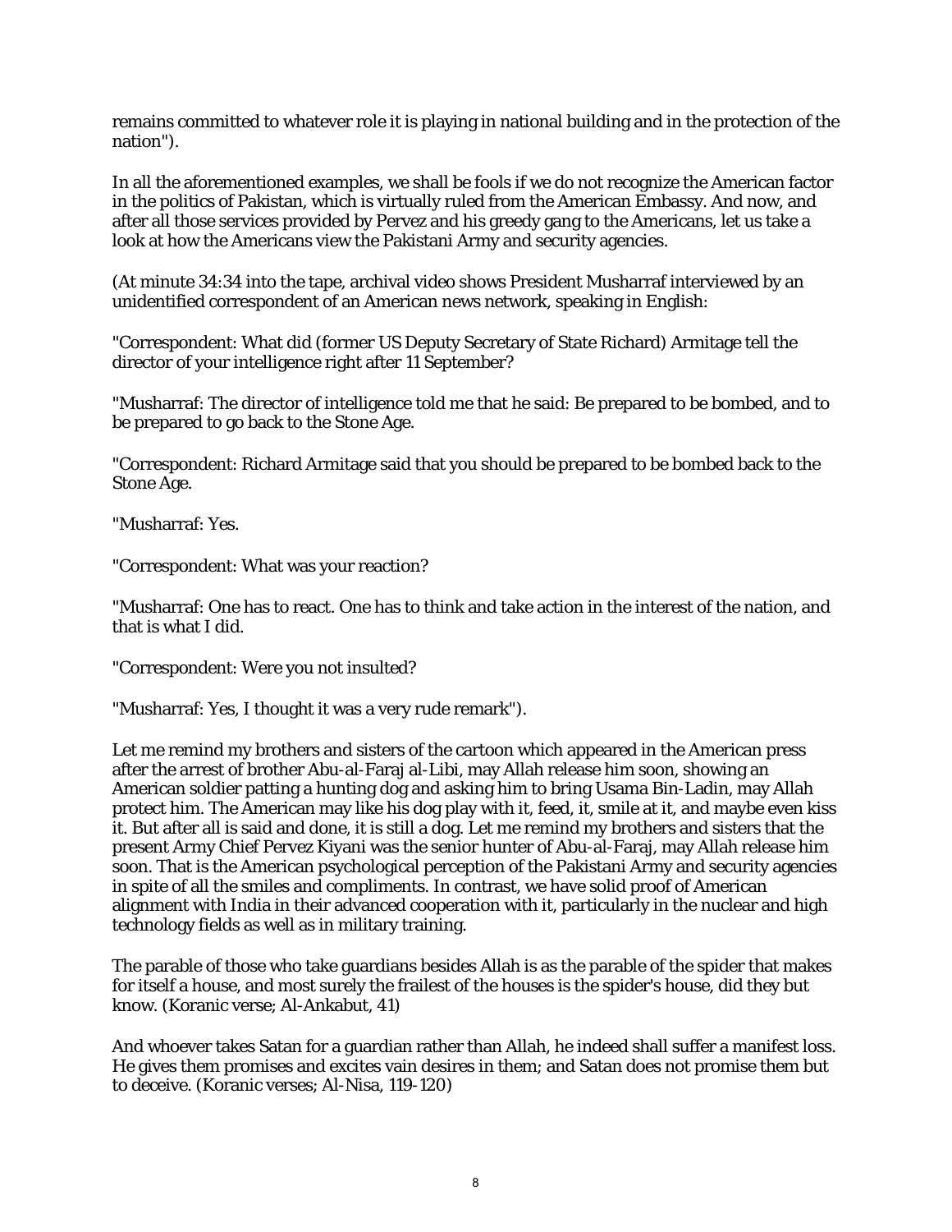remains committed to whatever role it is playing in national building and in the protection of the nation").

In all the aforementioned examples, we shall be fools if we do not recognize the American factor in the politics of Pakistan, which is virtually ruled from the American Embassy. And now, and after all those services provided by Pervez and his greedy gang to the Americans, let us take a look at how the Americans view the Pakistani Army and security agencies.

(At minute 34:34 into the tape, archival video shows President Musharraf interviewed by an unidentified correspondent of an American news network, speaking in English:

"Correspondent: What did (former US Deputy Secretary of State Richard) Armitage tell the director of your intelligence right after 11 September?

"Musharraf: The director of intelligence told me that he said: Be prepared to be bombed, and to be prepared to go back to the Stone Age.

"Correspondent: Richard Armitage said that you should be prepared to be bombed back to the Stone Age.

"Musharraf: Yes.

"Correspondent: What was your reaction?

"Musharraf: One has to react. One has to think and take action in the interest of the nation, and that is what I did.

"Correspondent: Were you not insulted?

"Musharraf: Yes, I thought it was a very rude remark").

Let me remind my brothers and sisters of the cartoon which appeared in the American press after the arrest of brother Abu-al-Faraj al-Libi, may Allah release him soon, showing an American soldier patting a hunting dog and asking him to bring Usama Bin-Ladin, may Allah protect him. The American may like his dog play with it, feed, it, smile at it, and maybe even kiss it. But after all is said and done, it is still a dog. Let me remind my brothers and sisters that the present Army Chief Pervez Kiyani was the senior hunter of Abu-al-Faraj, may Allah release him soon. That is the American psychological perception of the Pakistani Army and security agencies in spite of all the smiles and compliments. In contrast, we have solid proof of American alignment with India in their advanced cooperation with it, particularly in the nuclear and high technology fields as well as in military training.

The parable of those who take guardians besides Allah is as the parable of the spider that makes for itself a house, and most surely the frailest of the houses is the spider's house, did they but know. (Koranic verse; Al-Ankabut, 41)

And whoever takes Satan for a guardian rather than Allah, he indeed shall suffer a manifest loss. He gives them promises and excites vain desires in them; and Satan does not promise them but to deceive. (Koranic verses; Al-Nisa, 119-120)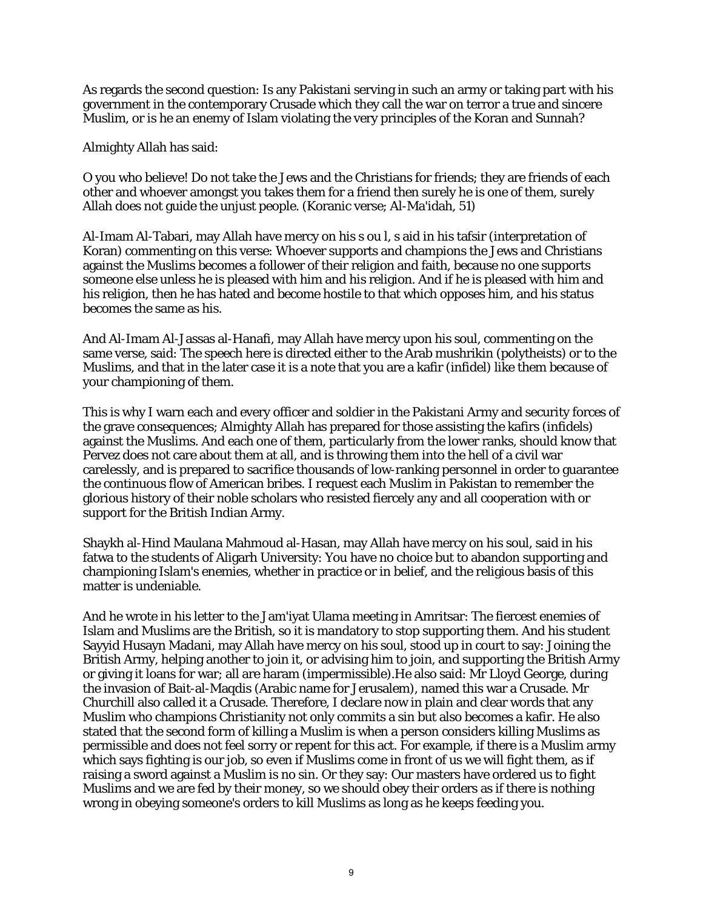As regards the second question: Is any Pakistani serving in such an army or taking part with his government in the contemporary Crusade which they call the war on terror a true and sincere Muslim, or is he an enemy of Islam violating the very principles of the Koran and Sunnah?

Almighty Allah has said:

O you who believe! Do not take the Jews and the Christians for friends; they are friends of each other and whoever amongst you takes them for a friend then surely he is one of them, surely Allah does not guide the unjust people. (Koranic verse; Al-Ma'idah, 51)

Al-Imam Al-Tabari, may Allah have mercy on his s ou l, s aid in his tafsir (interpretation of Koran) commenting on this verse: Whoever supports and champions the Jews and Christians against the Muslims becomes a follower of their religion and faith, because no one supports someone else unless he is pleased with him and his religion. And if he is pleased with him and his religion, then he has hated and become hostile to that which opposes him, and his status becomes the same as his.

And Al-Imam Al-Jassas al-Hanafi, may Allah have mercy upon his soul, commenting on the same verse, said: The speech here is directed either to the Arab mushrikin (polytheists) or to the Muslims, and that in the later case it is a note that you are a kafir (infidel) like them because of your championing of them.

This is why I warn each and every officer and soldier in the Pakistani Army and security forces of the grave consequences; Almighty Allah has prepared for those assisting the kafirs (infidels) against the Muslims. And each one of them, particularly from the lower ranks, should know that Pervez does not care about them at all, and is throwing them into the hell of a civil war carelessly, and is prepared to sacrifice thousands of low-ranking personnel in order to guarantee the continuous flow of American bribes. I request each Muslim in Pakistan to remember the glorious history of their noble scholars who resisted fiercely any and all cooperation with or support for the British Indian Army.

Shaykh al-Hind Maulana Mahmoud al-Hasan, may Allah have mercy on his soul, said in his fatwa to the students of Aligarh University: You have no choice but to abandon supporting and championing Islam's enemies, whether in practice or in belief, and the religious basis of this matter is undeniable.

And he wrote in his letter to the Jam'iyat Ulama meeting in Amritsar: The fiercest enemies of Islam and Muslims are the British, so it is mandatory to stop supporting them. And his student Sayyid Husayn Madani, may Allah have mercy on his soul, stood up in court to say: Joining the British Army, helping another to join it, or advising him to join, and supporting the British Army or giving it loans for war; all are haram (impermissible).He also said: Mr Lloyd George, during the invasion of Bait-al-Maqdis (Arabic name for Jerusalem), named this war a Crusade. Mr Churchill also called it a Crusade. Therefore, I declare now in plain and clear words that any Muslim who champions Christianity not only commits a sin but also becomes a kafir. He also stated that the second form of killing a Muslim is when a person considers killing Muslims as permissible and does not feel sorry or repent for this act. For example, if there is a Muslim army which says fighting is our job, so even if Muslims come in front of us we will fight them, as if raising a sword against a Muslim is no sin. Or they say: Our masters have ordered us to fight Muslims and we are fed by their money, so we should obey their orders as if there is nothing wrong in obeying someone's orders to kill Muslims as long as he keeps feeding you.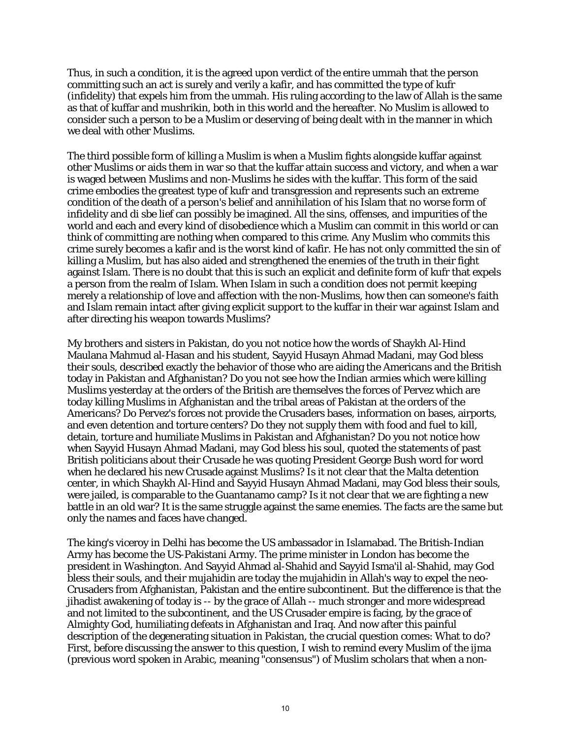Thus, in such a condition, it is the agreed upon verdict of the entire ummah that the person committing such an act is surely and verily a kafir, and has committed the type of kufr (infidelity) that expels him from the ummah. His ruling according to the law of Allah is the same as that of kuffar and mushrikin, both in this world and the hereafter. No Muslim is allowed to consider such a person to be a Muslim or deserving of being dealt with in the manner in which we deal with other Muslims.

The third possible form of killing a Muslim is when a Muslim fights alongside kuffar against other Muslims or aids them in war so that the kuffar attain success and victory, and when a war is waged between Muslims and non-Muslims he sides with the kuffar. This form of the said crime embodies the greatest type of kufr and transgression and represents such an extreme condition of the death of a person's belief and annihilation of his Islam that no worse form of infidelity and di sbe lief can possibly be imagined. All the sins, offenses, and impurities of the world and each and every kind of disobedience which a Muslim can commit in this world or can think of committing are nothing when compared to this crime. Any Muslim who commits this crime surely becomes a kafir and is the worst kind of kafir. He has not only committed the sin of killing a Muslim, but has also aided and strengthened the enemies of the truth in their fight against Islam. There is no doubt that this is such an explicit and definite form of kufr that expels a person from the realm of Islam. When Islam in such a condition does not permit keeping merely a relationship of love and affection with the non-Muslims, how then can someone's faith and Islam remain intact after giving explicit support to the kuffar in their war against Islam and after directing his weapon towards Muslims?

My brothers and sisters in Pakistan, do you not notice how the words of Shaykh Al-Hind Maulana Mahmud al-Hasan and his student, Sayyid Husayn Ahmad Madani, may God bless their souls, described exactly the behavior of those who are aiding the Americans and the British today in Pakistan and Afghanistan? Do you not see how the Indian armies which were killing Muslims yesterday at the orders of the British are themselves the forces of Pervez which are today killing Muslims in Afghanistan and the tribal areas of Pakistan at the orders of the Americans? Do Pervez's forces not provide the Crusaders bases, information on bases, airports, and even detention and torture centers? Do they not supply them with food and fuel to kill, detain, torture and humiliate Muslims in Pakistan and Afghanistan? Do you not notice how when Sayyid Husayn Ahmad Madani, may God bless his soul, quoted the statements of past British politicians about their Crusade he was quoting President George Bush word for word when he declared his new Crusade against Muslims? Is it not clear that the Malta detention center, in which Shaykh Al-Hind and Sayyid Husayn Ahmad Madani, may God bless their souls, were jailed, is comparable to the Guantanamo camp? Is it not clear that we are fighting a new battle in an old war? It is the same struggle against the same enemies. The facts are the same but only the names and faces have changed.

The king's viceroy in Delhi has become the US ambassador in Islamabad. The British-Indian Army has become the US-Pakistani Army. The prime minister in London has become the president in Washington. And Sayyid Ahmad al-Shahid and Sayyid Isma'il al-Shahid, may God bless their souls, and their mujahidin are today the mujahidin in Allah's way to expel the neo-Crusaders from Afghanistan, Pakistan and the entire subcontinent. But the difference is that the jihadist awakening of today is -- by the grace of Allah -- much stronger and more widespread and not limited to the subcontinent, and the US Crusader empire is facing, by the grace of Almighty God, humiliating defeats in Afghanistan and Iraq. And now after this painful description of the degenerating situation in Pakistan, the crucial question comes: What to do? First, before discussing the answer to this question, I wish to remind every Muslim of the ijma (previous word spoken in Arabic, meaning "consensus") of Muslim scholars that when a non-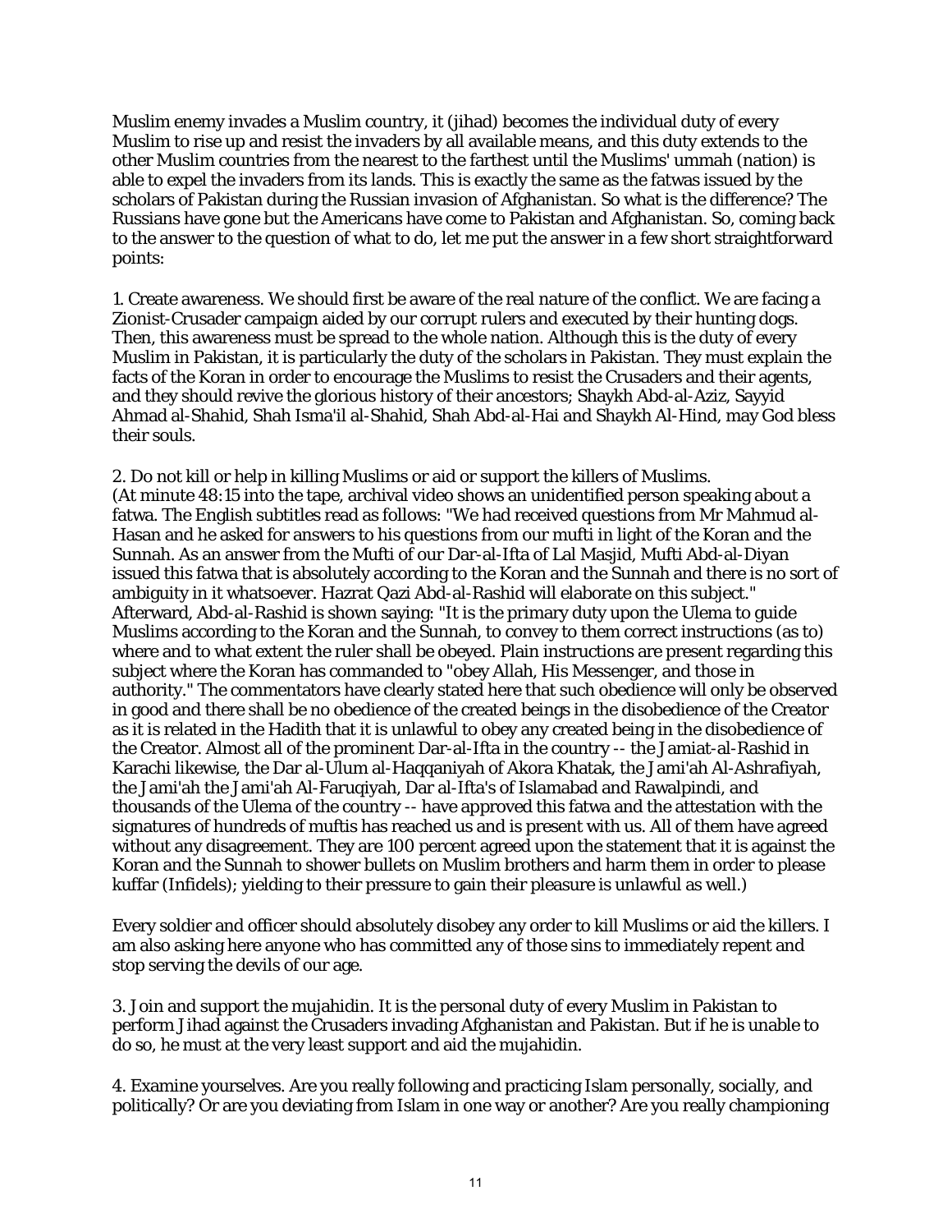Muslim enemy invades a Muslim country, it (jihad) becomes the individual duty of every Muslim to rise up and resist the invaders by all available means, and this duty extends to the other Muslim countries from the nearest to the farthest until the Muslims' ummah (nation) is able to expel the invaders from its lands. This is exactly the same as the fatwas issued by the scholars of Pakistan during the Russian invasion of Afghanistan. So what is the difference? The Russians have gone but the Americans have come to Pakistan and Afghanistan. So, coming back to the answer to the question of what to do, let me put the answer in a few short straightforward points:

1. Create awareness. We should first be aware of the real nature of the conflict. We are facing a Zionist-Crusader campaign aided by our corrupt rulers and executed by their hunting dogs. Then, this awareness must be spread to the whole nation. Although this is the duty of every Muslim in Pakistan, it is particularly the duty of the scholars in Pakistan. They must explain the facts of the Koran in order to encourage the Muslims to resist the Crusaders and their agents, and they should revive the glorious history of their ancestors; Shaykh Abd-al-Aziz, Sayyid Ahmad al-Shahid, Shah Isma'il al-Shahid, Shah Abd-al-Hai and Shaykh Al-Hind, may God bless their souls.

2. Do not kill or help in killing Muslims or aid or support the killers of Muslims.
(At minute 48:15 into the tape, archival video shows an unidentified person speaking about a fatwa. The English subtitles read as follows: "We had received questions from Mr Mahmud al-Hasan and he asked for answers to his questions from our mufti in light of the Koran and the Sunnah. As an answer from the Mufti of our Dar-al-Ifta of Lal Masjid, Mufti Abd-al-Diyan issued this fatwa that is absolutely according to the Koran and the Sunnah and there is no sort of ambiguity in it whatsoever. Hazrat Qazi Abd-al-Rashid will elaborate on this subject." Afterward, Abd-al-Rashid is shown saying: "It is the primary duty upon the Ulema to guide Muslims according to the Koran and the Sunnah, to convey to them correct instructions (as to) where and to what extent the ruler shall be obeyed. Plain instructions are present regarding this subject where the Koran has commanded to "obey Allah, His Messenger, and those in authority." The commentators have clearly stated here that such obedience will only be observed in good and there shall be no obedience of the created beings in the disobedience of the Creator as it is related in the Hadith that it is unlawful to obey any created being in the disobedience of the Creator. Almost all of the prominent Dar-al-Ifta in the country -- the Jamiat-al-Rashid in Karachi likewise, the Dar al-Ulum al-Haqqaniyah of Akora Khatak, the Jami'ah Al-Ashrafiyah, the Jami'ah the Jami'ah Al-Faruqiyah, Dar al-Ifta's of Islamabad and Rawalpindi, and thousands of the Ulema of the country -- have approved this fatwa and the attestation with the signatures of hundreds of muftis has reached us and is present with us. All of them have agreed without any disagreement. They are 100 percent agreed upon the statement that it is against the Koran and the Sunnah to shower bullets on Muslim brothers and harm them in order to please kuffar (Infidels); yielding to their pressure to gain their pleasure is unlawful as well.)

Every soldier and officer should absolutely disobey any order to kill Muslims or aid the killers. I am also asking here anyone who has committed any of those sins to immediately repent and stop serving the devils of our age.

3. Join and support the mujahidin. It is the personal duty of every Muslim in Pakistan to perform Jihad against the Crusaders invading Afghanistan and Pakistan. But if he is unable to do so, he must at the very least support and aid the mujahidin.

4. Examine yourselves. Are you really following and practicing Islam personally, socially, and politically? Or are you deviating from Islam in one way or another? Are you really championing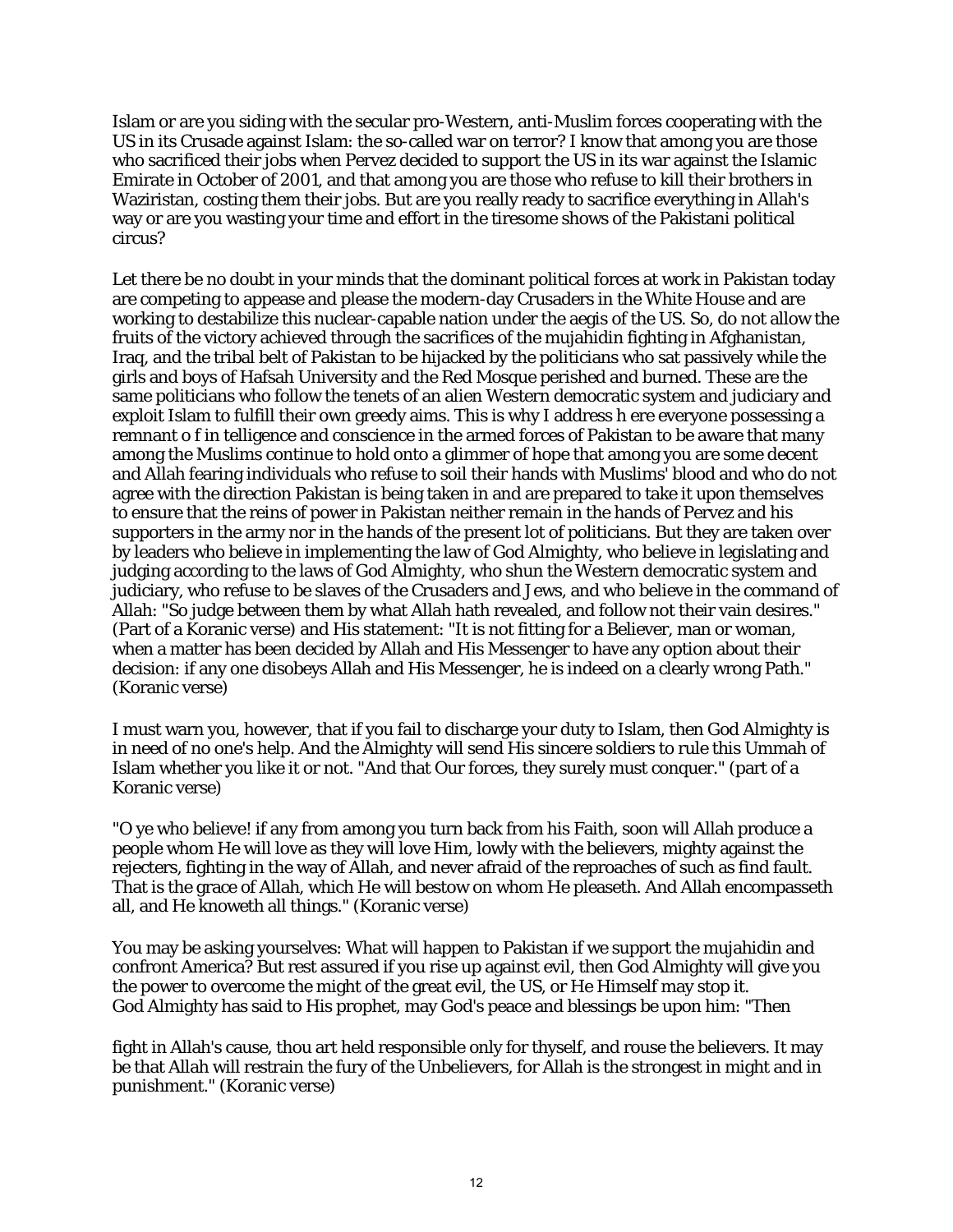Islam or are you siding with the secular pro-Western, anti-Muslim forces cooperating with the US in its Crusade against Islam: the so-called war on terror? I know that among you are those who sacrificed their jobs when Pervez decided to support the US in its war against the Islamic Emirate in October of 2001, and that among you are those who refuse to kill their brothers in Waziristan, costing them their jobs. But are you really ready to sacrifice everything in Allah's way or are you wasting your time and effort in the tiresome shows of the Pakistani political circus?

Let there be no doubt in your minds that the dominant political forces at work in Pakistan today are competing to appease and please the modern-day Crusaders in the White House and are working to destabilize this nuclear-capable nation under the aegis of the US. So, do not allow the fruits of the victory achieved through the sacrifices of the mujahidin fighting in Afghanistan, Iraq, and the tribal belt of Pakistan to be hijacked by the politicians who sat passively while the girls and boys of Hafsah University and the Red Mosque perished and burned. These are the same politicians who follow the tenets of an alien Western democratic system and judiciary and exploit Islam to fulfill their own greedy aims. This is why I address h ere everyone possessing a remnant o f in telligence and conscience in the armed forces of Pakistan to be aware that many among the Muslims continue to hold onto a glimmer of hope that among you are some decent and Allah fearing individuals who refuse to soil their hands with Muslims' blood and who do not agree with the direction Pakistan is being taken in and are prepared to take it upon themselves to ensure that the reins of power in Pakistan neither remain in the hands of Pervez and his supporters in the army nor in the hands of the present lot of politicians. But they are taken over by leaders who believe in implementing the law of God Almighty, who believe in legislating and judging according to the laws of God Almighty, who shun the Western democratic system and judiciary, who refuse to be slaves of the Crusaders and Jews, and who believe in the command of Allah: "So judge between them by what Allah hath revealed, and follow not their vain desires." (Part of a Koranic verse) and His statement: "It is not fitting for a Believer, man or woman, when a matter has been decided by Allah and His Messenger to have any option about their decision: if any one disobeys Allah and His Messenger, he is indeed on a clearly wrong Path." (Koranic verse)

I must warn you, however, that if you fail to discharge your duty to Islam, then God Almighty is in need of no one's help. And the Almighty will send His sincere soldiers to rule this Ummah of Islam whether you like it or not. "And that Our forces, they surely must conquer." (part of a Koranic verse)

"O ye who believe! if any from among you turn back from his Faith, soon will Allah produce a people whom He will love as they will love Him, lowly with the believers, mighty against the rejecters, fighting in the way of Allah, and never afraid of the reproaches of such as find fault. That is the grace of Allah, which He will bestow on whom He pleaseth. And Allah encompasseth all, and He knoweth all things." (Koranic verse)

You may be asking yourselves: What will happen to Pakistan if we support the mujahidin and confront America? But rest assured if you rise up against evil, then God Almighty will give you the power to overcome the might of the great evil, the US, or He Himself may stop it. God Almighty has said to His prophet, may God's peace and blessings be upon him: "Then fight in Allah's cause, thou art held responsible only for thyself, and rouse the believers. It may be that Allah will restrain the fury of the Unbelievers, for Allah is the strongest in might and in punishment." (Koranic verse)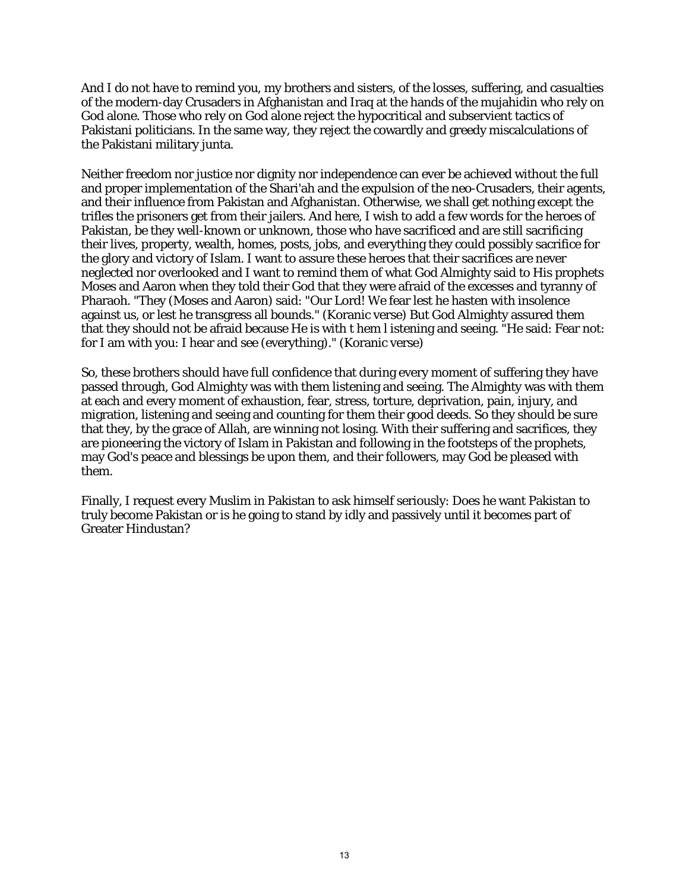And I do not have to remind you, my brothers and sisters, of the losses, suffering, and casualties of the modern-day Crusaders in Afghanistan and Iraq at the hands of the mujahidin who rely on God alone. Those who rely on God alone reject the hypocritical and subservient tactics of Pakistani politicians. In the same way, they reject the cowardly and greedy miscalculations of the Pakistani military junta.

Neither freedom nor justice nor dignity nor independence can ever be achieved without the full and proper implementation of the Shari'ah and the expulsion of the neo-Crusaders, their agents, and their influence from Pakistan and Afghanistan. Otherwise, we shall get nothing except the trifles the prisoners get from their jailers. And here, I wish to add a few words for the heroes of Pakistan, be they well-known or unknown, those who have sacrificed and are still sacrificing their lives, property, wealth, homes, posts, jobs, and everything they could possibly sacrifice for the glory and victory of Islam. I want to assure these heroes that their sacrifices are never neglected nor overlooked and I want to remind them of what God Almighty said to His prophets Moses and Aaron when they told their God that they were afraid of the excesses and tyranny of Pharaoh. "They (Moses and Aaron) said: "Our Lord! We fear lest he hasten with insolence against us, or lest he transgress all bounds." (Koranic verse) But God Almighty assured them that they should not be afraid because He is with t hem l istening and seeing. "He said: Fear not: for I am with you: I hear and see (everything)." (Koranic verse)

So, these brothers should have full confidence that during every moment of suffering they have passed through, God Almighty was with them listening and seeing. The Almighty was with them at each and every moment of exhaustion, fear, stress, torture, deprivation, pain, injury, and migration, listening and seeing and counting for them their good deeds. So they should be sure that they, by the grace of Allah, are winning not losing. With their suffering and sacrifices, they are pioneering the victory of Islam in Pakistan and following in the footsteps of the prophets, may God's peace and blessings be upon them, and their followers, may God be pleased with them.

Finally, I request every Muslim in Pakistan to ask himself seriously: Does he want Pakistan to truly become Pakistan or is he going to stand by idly and passively until it becomes part of Greater Hindustan?